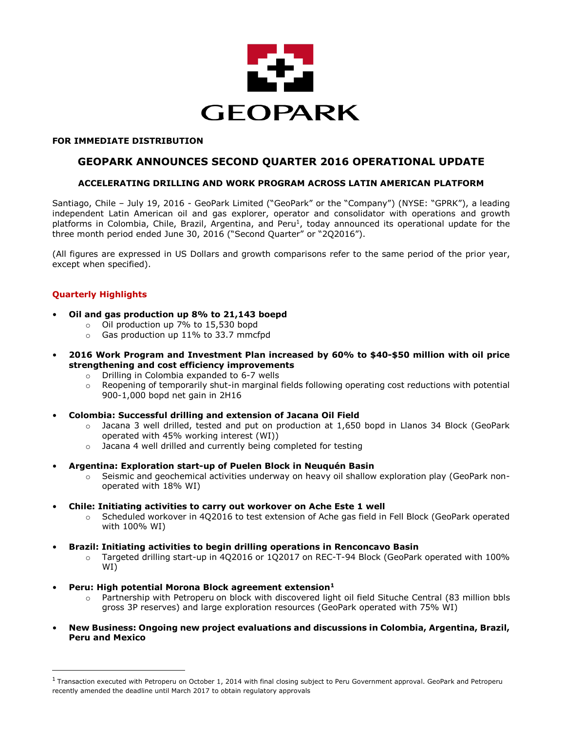GEOPARK

**FOR IMMEDIATE DISTRIBUTION**

# GEOPARK ANNOUNCES SECOND QUARTER 2016 OPERATIONAL UPDATE

## ACCELERATING DRILLING AND WORK PROGRAM ACROSS LATIN AMERICAN PLATFORM

Santiago, Chile – July 19, 2016 - GeoPark Limited ("GeoPark" or the "Company") (NYSE: "GPRK"), a leading independent Latin American oil and gas explorer, operator and consolidator with operations and growth platforms in Colombia, Chile, Brazil, Argentina, and Peru[1], today announced its operational update for the three month period ended June 30, 2016 ("Second Quarter" or "2Q2016").

(All figures are expressed in US Dollars and growth comparisons refer to the same period of the prior year, except when specified).

### Quarterly Highlights

- **Oil and gas production up 8% to 21,143 boepd**
  - Oil production up 7% to 15,530 bopd
  - Gas production up 11% to 33.7 mmcfpd
- **2016 Work Program and Investment Plan increased by 60% to $40-$50 million with oil price strengthening and cost efficiency improvements**
  - Drilling in Colombia expanded to 6-7 wells
  - Reopening of temporarily shut-in marginal fields following operating cost reductions with potential 900-1,000 bopd net gain in 2H16
- **Colombia: Successful drilling and extension of Jacana Oil Field**
  - Jacana 3 well drilled, tested and put on production at 1,650 bopd in Llanos 34 Block (GeoPark operated with 45% working interest (WI))
  - Jacana 4 well drilled and currently being completed for testing
- **Argentina: Exploration start-up of Puelen Block in Neuquén Basin**
  - Seismic and geochemical activities underway on heavy oil shallow exploration play (GeoPark non-operated with 18% WI)
- **Chile: Initiating activities to carry out workover on Ache Este 1 well**
  - Scheduled workover in 4Q2016 to test extension of Ache gas field in Fell Block (GeoPark operated with 100% WI)
- **Brazil: Initiating activities to begin drilling operations in Renconcavo Basin**
  - Targeted drilling start-up in 4Q2016 or 1Q2017 on REC-T-94 Block (GeoPark operated with 100% WI)
- **Peru: High potential Morona Block agreement extension[1]**
  - Partnership with Petroperu on block with discovered light oil field Situche Central (83 million bbls gross 3P reserves) and large exploration resources (GeoPark operated with 75% WI)
- **New Business: Ongoing new project evaluations and discussions in Colombia, Argentina, Brazil, Peru and Mexico**

---

[1] Transaction executed with Petroperu on October 1, 2014 with final closing subject to Peru Government approval. GeoPark and Petroperu recently amended the deadline until March 2017 to obtain regulatory approvals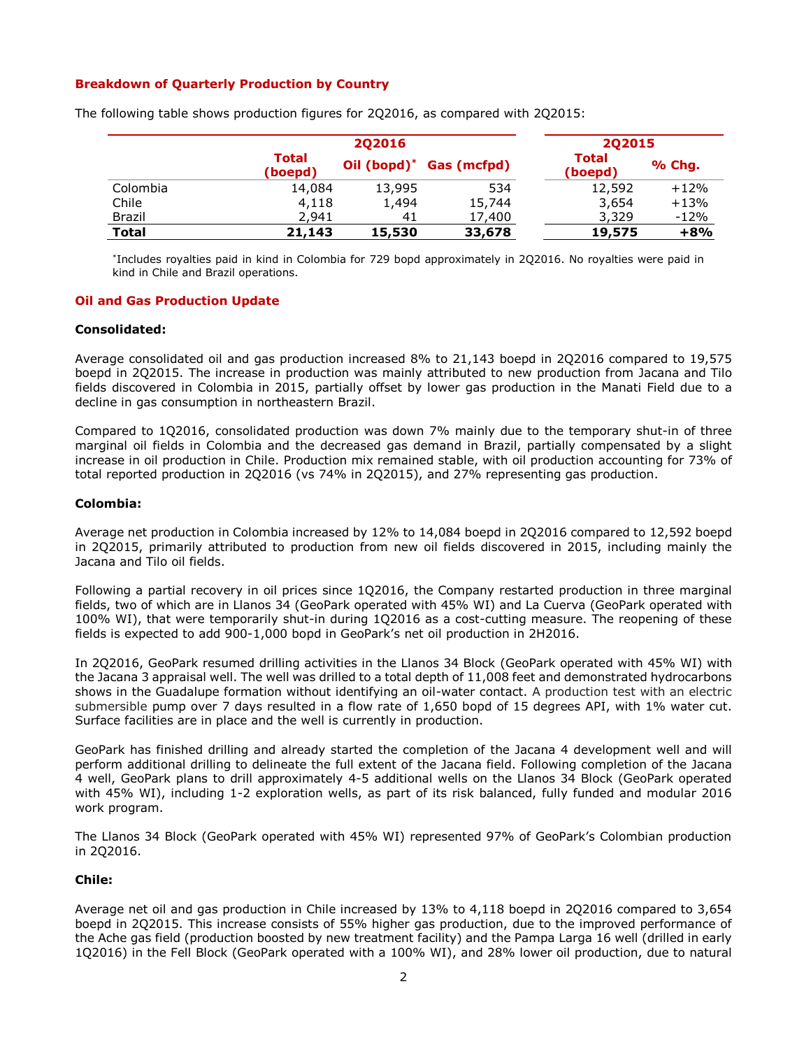### Breakdown of Quarterly Production by Country

The following table shows production figures for 2Q2016, as compared with 2Q2015:

| | 2Q2016 | | | 2Q2015 | |
|---|---|---|---|---|---|
| | Total (boepd) | Oil (bopd)* | Gas (mcfpd) | Total (boepd) | % Chg. |
| Colombia | 14,084 | 13,995 | 534 | 12,592 | +12% |
| Chile | 4,118 | 1,494 | 15,744 | 3,654 | +13% |
| Brazil | 2,941 | 41 | 17,400 | 3,329 | -12% |
| **Total** | **21,143** | **15,530** | **33,678** | **19,575** | **+8%** |

*Includes royalties paid in kind in Colombia for 729 bopd approximately in 2Q2016. No royalties were paid in kind in Chile and Brazil operations.

### Oil and Gas Production Update

**Consolidated:**

Average consolidated oil and gas production increased 8% to 21,143 boepd in 2Q2016 compared to 19,575 boepd in 2Q2015. The increase in production was mainly attributed to new production from Jacana and Tilo fields discovered in Colombia in 2015, partially offset by lower gas production in the Manati Field due to a decline in gas consumption in northeastern Brazil.

Compared to 1Q2016, consolidated production was down 7% mainly due to the temporary shut-in of three marginal oil fields in Colombia and the decreased gas demand in Brazil, partially compensated by a slight increase in oil production in Chile. Production mix remained stable, with oil production accounting for 73% of total reported production in 2Q2016 (vs 74% in 2Q2015), and 27% representing gas production.

**Colombia:**

Average net production in Colombia increased by 12% to 14,084 boepd in 2Q2016 compared to 12,592 boepd in 2Q2015, primarily attributed to production from new oil fields discovered in 2015, including mainly the Jacana and Tilo oil fields.

Following a partial recovery in oil prices since 1Q2016, the Company restarted production in three marginal fields, two of which are in Llanos 34 (GeoPark operated with 45% WI) and La Cuerva (GeoPark operated with 100% WI), that were temporarily shut-in during 1Q2016 as a cost-cutting measure. The reopening of these fields is expected to add 900-1,000 bopd in GeoPark's net oil production in 2H2016.

In 2Q2016, GeoPark resumed drilling activities in the Llanos 34 Block (GeoPark operated with 45% WI) with the Jacana 3 appraisal well. The well was drilled to a total depth of 11,008 feet and demonstrated hydrocarbons shows in the Guadalupe formation without identifying an oil-water contact. A production test with an electric submersible pump over 7 days resulted in a flow rate of 1,650 bopd of 15 degrees API, with 1% water cut. Surface facilities are in place and the well is currently in production.

GeoPark has finished drilling and already started the completion of the Jacana 4 development well and will perform additional drilling to delineate the full extent of the Jacana field. Following completion of the Jacana 4 well, GeoPark plans to drill approximately 4-5 additional wells on the Llanos 34 Block (GeoPark operated with 45% WI), including 1-2 exploration wells, as part of its risk balanced, fully funded and modular 2016 work program.

The Llanos 34 Block (GeoPark operated with 45% WI) represented 97% of GeoPark's Colombian production in 2Q2016.

**Chile:**

Average net oil and gas production in Chile increased by 13% to 4,118 boepd in 2Q2016 compared to 3,654 boepd in 2Q2015. This increase consists of 55% higher gas production, due to the improved performance of the Ache gas field (production boosted by new treatment facility) and the Pampa Larga 16 well (drilled in early 1Q2016) in the Fell Block (GeoPark operated with a 100% WI), and 28% lower oil production, due to natural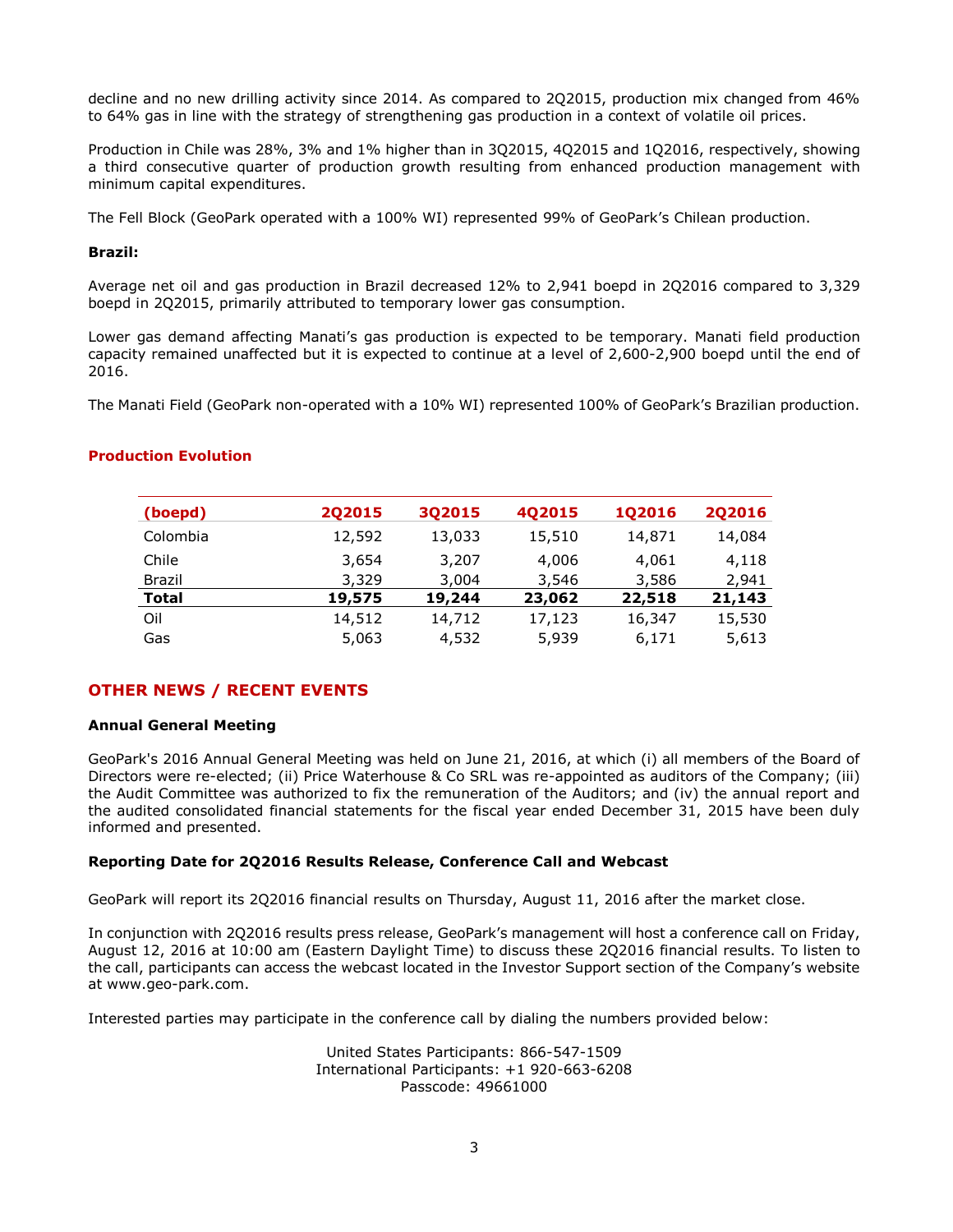decline and no new drilling activity since 2014. As compared to 2Q2015, production mix changed from 46% to 64% gas in line with the strategy of strengthening gas production in a context of volatile oil prices.

Production in Chile was 28%, 3% and 1% higher than in 3Q2015, 4Q2015 and 1Q2016, respectively, showing a third consecutive quarter of production growth resulting from enhanced production management with minimum capital expenditures.

The Fell Block (GeoPark operated with a 100% WI) represented 99% of GeoPark's Chilean production.

**Brazil:**

Average net oil and gas production in Brazil decreased 12% to 2,941 boepd in 2Q2016 compared to 3,329 boepd in 2Q2015, primarily attributed to temporary lower gas consumption.

Lower gas demand affecting Manati's gas production is expected to be temporary. Manati field production capacity remained unaffected but it is expected to continue at a level of 2,600-2,900 boepd until the end of 2016.

The Manati Field (GeoPark non-operated with a 10% WI) represented 100% of GeoPark's Brazilian production.

## Production Evolution

| (boepd) | 2Q2015 | 3Q2015 | 4Q2015 | 1Q2016 | 2Q2016 |
|---|---|---|---|---|---|
| Colombia | 12,592 | 13,033 | 15,510 | 14,871 | 14,084 |
| Chile | 3,654 | 3,207 | 4,006 | 4,061 | 4,118 |
| Brazil | 3,329 | 3,004 | 3,546 | 3,586 | 2,941 |
| **Total** | **19,575** | **19,244** | **23,062** | **22,518** | **21,143** |
| Oil | 14,512 | 14,712 | 17,123 | 16,347 | 15,530 |
| Gas | 5,063 | 4,532 | 5,939 | 6,171 | 5,613 |

## OTHER NEWS / RECENT EVENTS

**Annual General Meeting**

GeoPark's 2016 Annual General Meeting was held on June 21, 2016, at which (i) all members of the Board of Directors were re-elected; (ii) Price Waterhouse & Co SRL was re-appointed as auditors of the Company; (iii) the Audit Committee was authorized to fix the remuneration of the Auditors; and (iv) the annual report and the audited consolidated financial statements for the fiscal year ended December 31, 2015 have been duly informed and presented.

**Reporting Date for 2Q2016 Results Release, Conference Call and Webcast**

GeoPark will report its 2Q2016 financial results on Thursday, August 11, 2016 after the market close.

In conjunction with 2Q2016 results press release, GeoPark's management will host a conference call on Friday, August 12, 2016 at 10:00 am (Eastern Daylight Time) to discuss these 2Q2016 financial results. To listen to the call, participants can access the webcast located in the Investor Support section of the Company's website at www.geo-park.com.

Interested parties may participate in the conference call by dialing the numbers provided below:

United States Participants: 866-547-1509
International Participants: +1 920-663-6208
Passcode: 49661000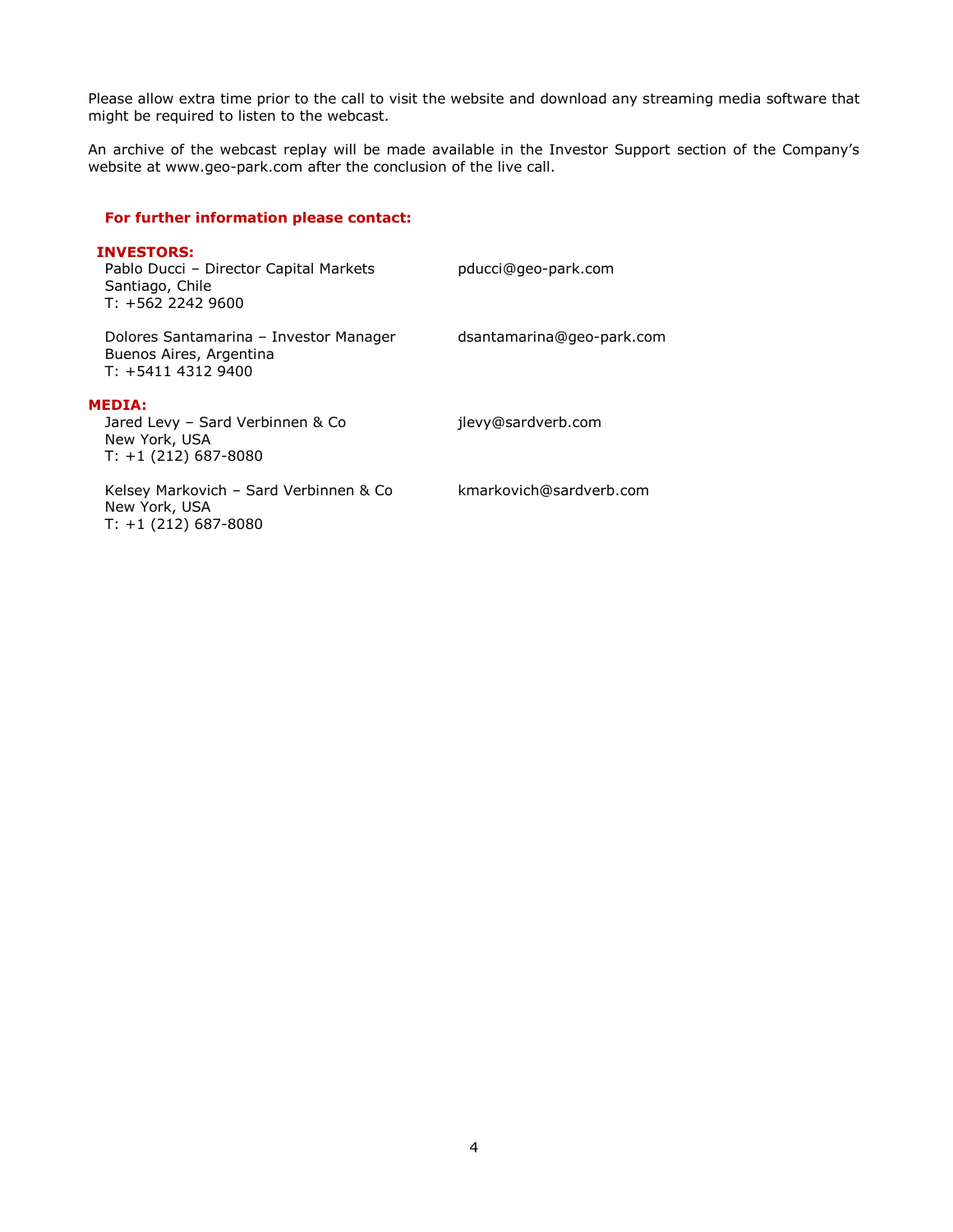Please allow extra time prior to the call to visit the website and download any streaming media software that might be required to listen to the webcast.

An archive of the webcast replay will be made available in the Investor Support section of the Company's website at www.geo-park.com after the conclusion of the live call.

**For further information please contact:**

**INVESTORS:**

| | |
|---|---|
| Pablo Ducci – Director Capital Markets<br>Santiago, Chile<br>T: +562 2242 9600 | pducci@geo-park.com |
| Dolores Santamarina – Investor Manager<br>Buenos Aires, Argentina<br>T: +5411 4312 9400 | dsantamarina@geo-park.com |

**MEDIA:**

| | |
|---|---|
| Jared Levy – Sard Verbinnen & Co<br>New York, USA<br>T: +1 (212) 687-8080 | jlevy@sardverb.com |
| Kelsey Markovich – Sard Verbinnen & Co<br>New York, USA<br>T: +1 (212) 687-8080 | kmarkovich@sardverb.com |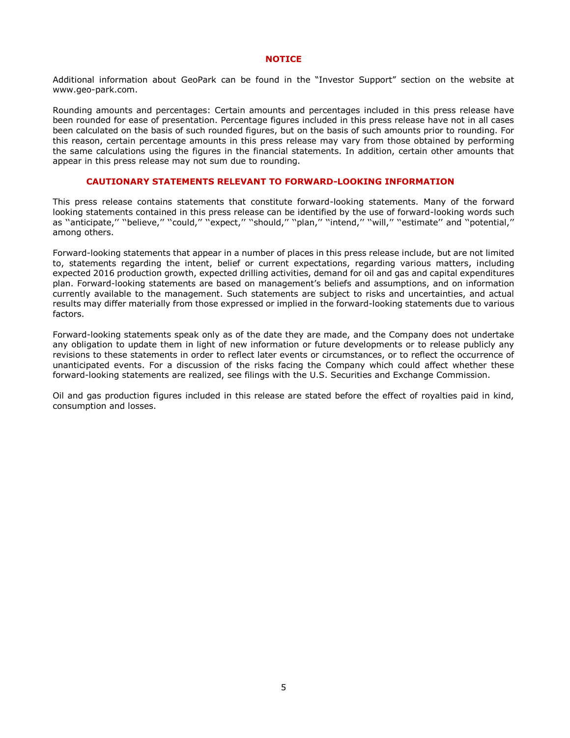## NOTICE

Additional information about GeoPark can be found in the "Investor Support" section on the website at www.geo-park.com.

Rounding amounts and percentages: Certain amounts and percentages included in this press release have been rounded for ease of presentation. Percentage figures included in this press release have not in all cases been calculated on the basis of such rounded figures, but on the basis of such amounts prior to rounding. For this reason, certain percentage amounts in this press release may vary from those obtained by performing the same calculations using the figures in the financial statements. In addition, certain other amounts that appear in this press release may not sum due to rounding.

## CAUTIONARY STATEMENTS RELEVANT TO FORWARD-LOOKING INFORMATION

This press release contains statements that constitute forward-looking statements. Many of the forward looking statements contained in this press release can be identified by the use of forward-looking words such as ''anticipate,'' ''believe,'' ''could,'' ''expect,'' ''should,'' ''plan,'' ''intend,'' ''will,'' ''estimate'' and ''potential,'' among others.

Forward-looking statements that appear in a number of places in this press release include, but are not limited to, statements regarding the intent, belief or current expectations, regarding various matters, including expected 2016 production growth, expected drilling activities, demand for oil and gas and capital expenditures plan. Forward-looking statements are based on management's beliefs and assumptions, and on information currently available to the management. Such statements are subject to risks and uncertainties, and actual results may differ materially from those expressed or implied in the forward-looking statements due to various factors.

Forward-looking statements speak only as of the date they are made, and the Company does not undertake any obligation to update them in light of new information or future developments or to release publicly any revisions to these statements in order to reflect later events or circumstances, or to reflect the occurrence of unanticipated events. For a discussion of the risks facing the Company which could affect whether these forward-looking statements are realized, see filings with the U.S. Securities and Exchange Commission.

Oil and gas production figures included in this release are stated before the effect of royalties paid in kind, consumption and losses.